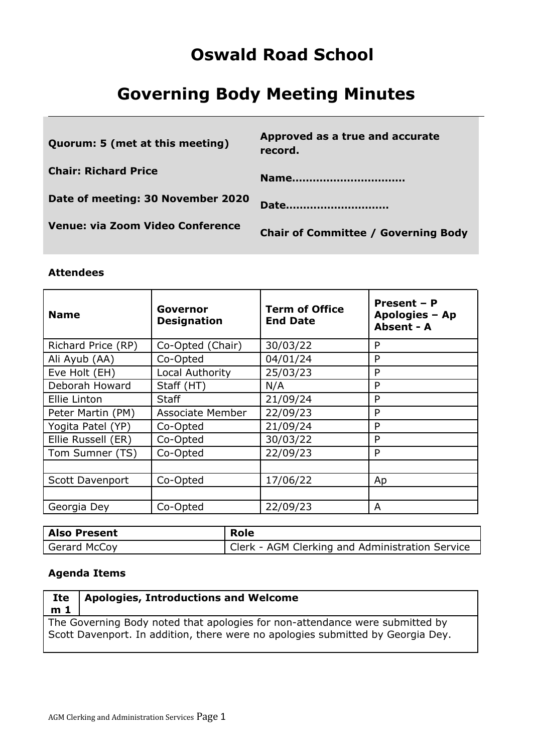# Oswald Road School

# Governing Body Meeting Minutes

| | |
|---|---|
| **Quorum: 5 (met at this meeting)** | **Approved as a true and accurate record.** |
| **Chair: Richard Price** | **Name…………………………** |
| **Date of meeting: 30 November 2020** | **Date………………………** |
| **Venue: via Zoom Video Conference** | **Chair of Committee / Governing Body** |

### Attendees

| Name | Governor Designation | Term of Office End Date | Present – P Apologies – Ap Absent - A |
|---|---|---|---|
| Richard Price (RP) | Co-Opted (Chair) | 30/03/22 | P |
| Ali Ayub (AA) | Co-Opted | 04/01/24 | P |
| Eve Holt (EH) | Local Authority | 25/03/23 | P |
| Deborah Howard | Staff (HT) | N/A | P |
| Ellie Linton | Staff | 21/09/24 | P |
| Peter Martin (PM) | Associate Member | 22/09/23 | P |
| Yogita Patel (YP) | Co-Opted | 21/09/24 | P |
| Ellie Russell (ER) | Co-Opted | 30/03/22 | P |
| Tom Sumner (TS) | Co-Opted | 22/09/23 | P |
| | | | |
| Scott Davenport | Co-Opted | 17/06/22 | Ap |
| | | | |
| Georgia Dey | Co-Opted | 22/09/23 | A |

| Also Present | Role |
|---|---|
| Gerard McCoy | Clerk - AGM Clerking and Administration Service |

### Agenda Items

| Item 1 | Apologies, Introductions and Welcome |
|---|---|

The Governing Body noted that apologies for non-attendance were submitted by Scott Davenport. In addition, there were no apologies submitted by Georgia Dey.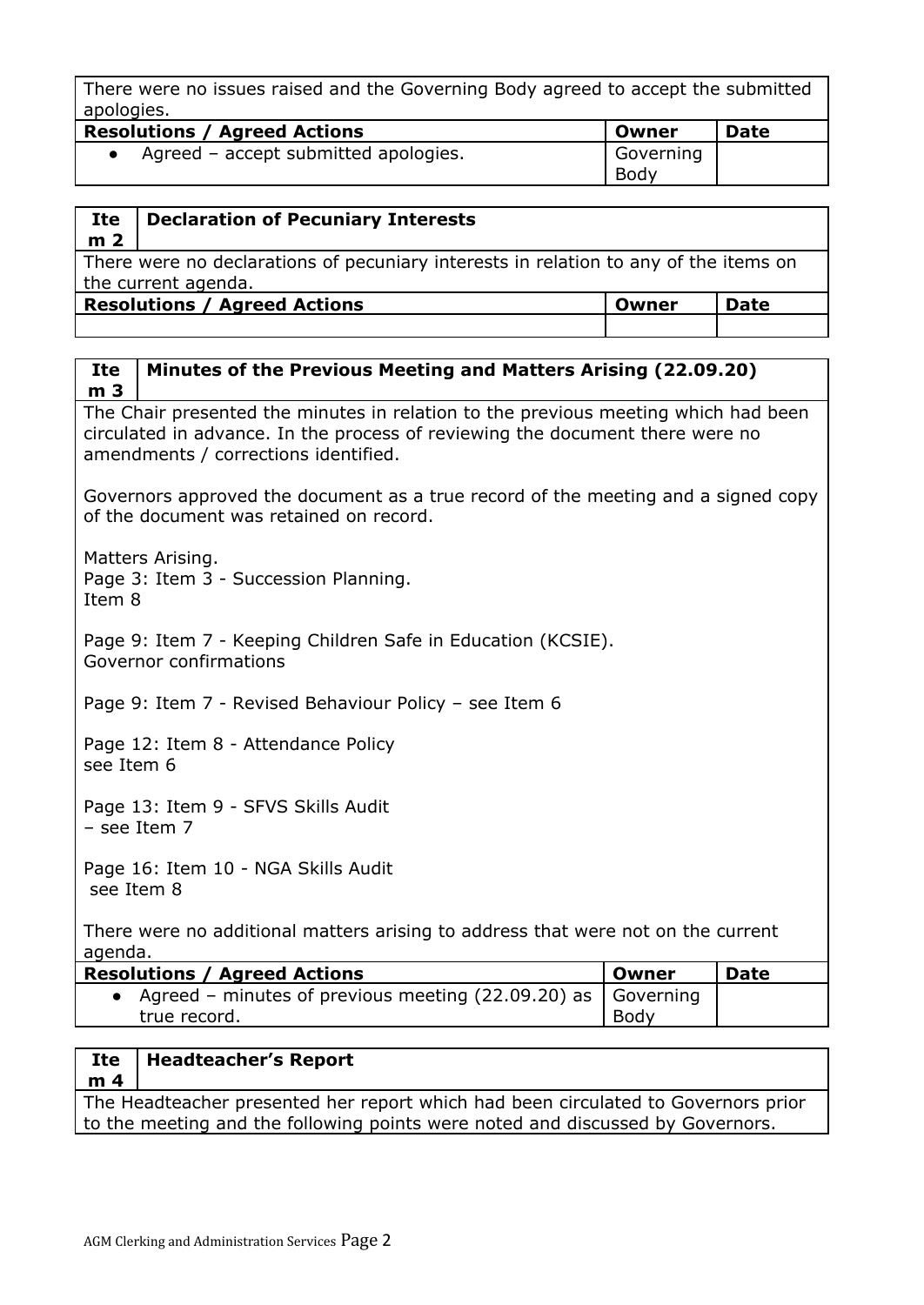There were no issues raised and the Governing Body agreed to accept the submitted apologies.

| Resolutions / Agreed Actions | Owner | Date |
|---|---|---|
| • Agreed – accept submitted apologies. | Governing Body | |

| Item 2 | Declaration of Pecuniary Interests |
|---|---|

There were no declarations of pecuniary interests in relation to any of the items on the current agenda.

| Resolutions / Agreed Actions | Owner | Date |
|---|---|---|
| | | |

| Item 3 | Minutes of the Previous Meeting and Matters Arising (22.09.20) |
|---|---|

The Chair presented the minutes in relation to the previous meeting which had been circulated in advance. In the process of reviewing the document there were no amendments / corrections identified.

Governors approved the document as a true record of the meeting and a signed copy of the document was retained on record.

Matters Arising.
Page 3: Item 3 - Succession Planning.
Item 8

Page 9: Item 7 - Keeping Children Safe in Education (KCSIE).
Governor confirmations

Page 9: Item 7 - Revised Behaviour Policy – see Item 6

Page 12: Item 8 - Attendance Policy
see Item 6

Page 13: Item 9 - SFVS Skills Audit
– see Item 7

Page 16: Item 10 - NGA Skills Audit
see Item 8

There were no additional matters arising to address that were not on the current agenda.

| Resolutions / Agreed Actions | Owner | Date |
|---|---|---|
| • Agreed – minutes of previous meeting (22.09.20) as true record. | Governing Body | |

| Item 4 | Headteacher's Report |
|---|---|

The Headteacher presented her report which had been circulated to Governors prior to the meeting and the following points were noted and discussed by Governors.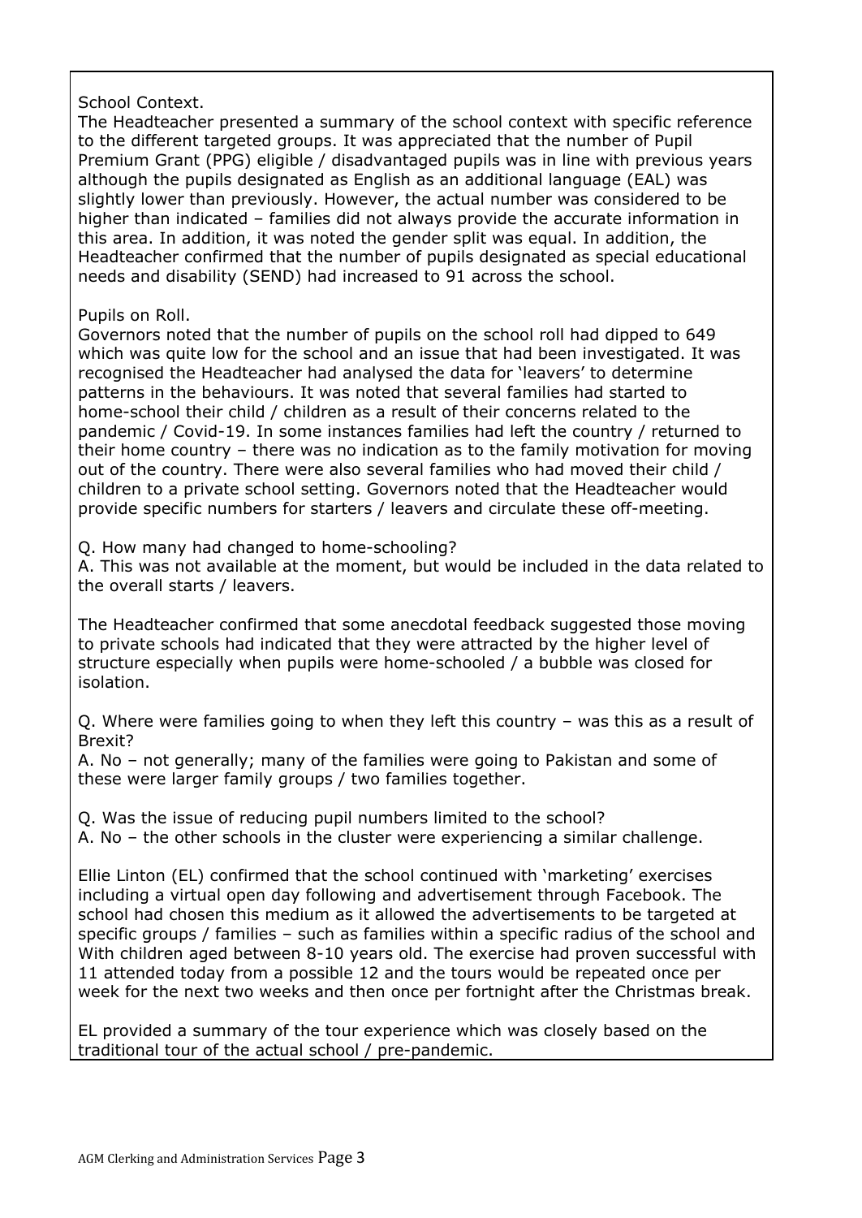School Context.
The Headteacher presented a summary of the school context with specific reference to the different targeted groups. It was appreciated that the number of Pupil Premium Grant (PPG) eligible / disadvantaged pupils was in line with previous years although the pupils designated as English as an additional language (EAL) was slightly lower than previously. However, the actual number was considered to be higher than indicated – families did not always provide the accurate information in this area. In addition, it was noted the gender split was equal. In addition, the Headteacher confirmed that the number of pupils designated as special educational needs and disability (SEND) had increased to 91 across the school.

Pupils on Roll.
Governors noted that the number of pupils on the school roll had dipped to 649 which was quite low for the school and an issue that had been investigated. It was recognised the Headteacher had analysed the data for 'leavers' to determine patterns in the behaviours. It was noted that several families had started to home-school their child / children as a result of their concerns related to the pandemic / Covid-19. In some instances families had left the country / returned to their home country – there was no indication as to the family motivation for moving out of the country. There were also several families who had moved their child / children to a private school setting. Governors noted that the Headteacher would provide specific numbers for starters / leavers and circulate these off-meeting.

Q. How many had changed to home-schooling?
A. This was not available at the moment, but would be included in the data related to the overall starts / leavers.

The Headteacher confirmed that some anecdotal feedback suggested those moving to private schools had indicated that they were attracted by the higher level of structure especially when pupils were home-schooled / a bubble was closed for isolation.

Q. Where were families going to when they left this country – was this as a result of Brexit?
A. No – not generally; many of the families were going to Pakistan and some of these were larger family groups / two families together.

Q. Was the issue of reducing pupil numbers limited to the school?
A. No – the other schools in the cluster were experiencing a similar challenge.

Ellie Linton (EL) confirmed that the school continued with 'marketing' exercises including a virtual open day following and advertisement through Facebook. The school had chosen this medium as it allowed the advertisements to be targeted at specific groups / families – such as families within a specific radius of the school and With children aged between 8-10 years old. The exercise had proven successful with 11 attended today from a possible 12 and the tours would be repeated once per week for the next two weeks and then once per fortnight after the Christmas break.

EL provided a summary of the tour experience which was closely based on the traditional tour of the actual school / pre-pandemic.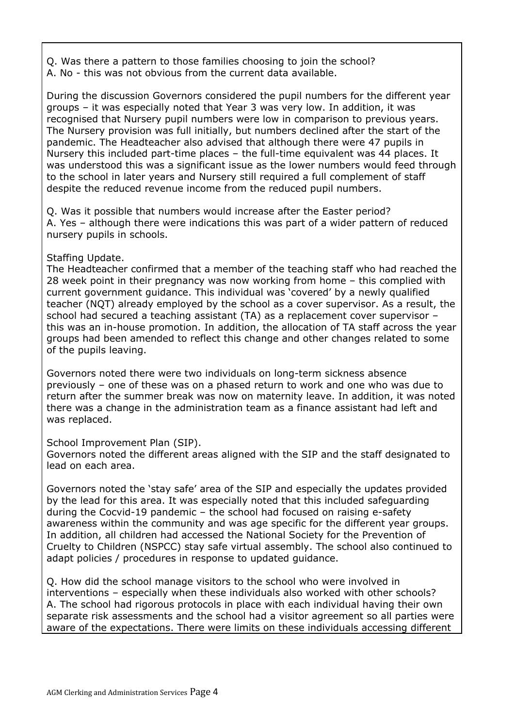Q. Was there a pattern to those families choosing to join the school?
A. No - this was not obvious from the current data available.

During the discussion Governors considered the pupil numbers for the different year groups – it was especially noted that Year 3 was very low. In addition, it was recognised that Nursery pupil numbers were low in comparison to previous years. The Nursery provision was full initially, but numbers declined after the start of the pandemic. The Headteacher also advised that although there were 47 pupils in Nursery this included part-time places – the full-time equivalent was 44 places. It was understood this was a significant issue as the lower numbers would feed through to the school in later years and Nursery still required a full complement of staff despite the reduced revenue income from the reduced pupil numbers.

Q. Was it possible that numbers would increase after the Easter period?
A. Yes – although there were indications this was part of a wider pattern of reduced nursery pupils in schools.

Staffing Update.
The Headteacher confirmed that a member of the teaching staff who had reached the 28 week point in their pregnancy was now working from home – this complied with current government guidance. This individual was 'covered' by a newly qualified teacher (NQT) already employed by the school as a cover supervisor. As a result, the school had secured a teaching assistant (TA) as a replacement cover supervisor – this was an in-house promotion. In addition, the allocation of TA staff across the year groups had been amended to reflect this change and other changes related to some of the pupils leaving.

Governors noted there were two individuals on long-term sickness absence previously – one of these was on a phased return to work and one who was due to return after the summer break was now on maternity leave. In addition, it was noted there was a change in the administration team as a finance assistant had left and was replaced.

School Improvement Plan (SIP).
Governors noted the different areas aligned with the SIP and the staff designated to lead on each area.

Governors noted the 'stay safe' area of the SIP and especially the updates provided by the lead for this area. It was especially noted that this included safeguarding during the Cocvid-19 pandemic – the school had focused on raising e-safety awareness within the community and was age specific for the different year groups. In addition, all children had accessed the National Society for the Prevention of Cruelty to Children (NSPCC) stay safe virtual assembly. The school also continued to adapt policies / procedures in response to updated guidance.

Q. How did the school manage visitors to the school who were involved in interventions – especially when these individuals also worked with other schools?
A. The school had rigorous protocols in place with each individual having their own separate risk assessments and the school had a visitor agreement so all parties were aware of the expectations. There were limits on these individuals accessing different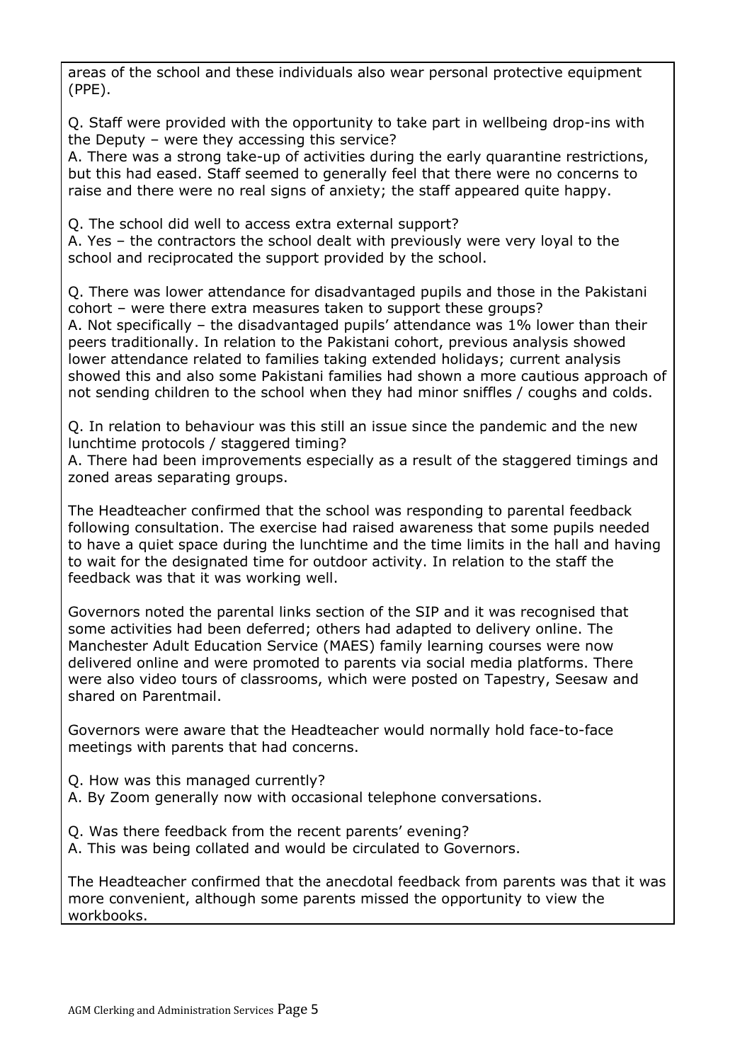areas of the school and these individuals also wear personal protective equipment (PPE).

Q. Staff were provided with the opportunity to take part in wellbeing drop-ins with the Deputy – were they accessing this service?
A. There was a strong take-up of activities during the early quarantine restrictions, but this had eased. Staff seemed to generally feel that there were no concerns to raise and there were no real signs of anxiety; the staff appeared quite happy.

Q. The school did well to access extra external support?
A. Yes – the contractors the school dealt with previously were very loyal to the school and reciprocated the support provided by the school.

Q. There was lower attendance for disadvantaged pupils and those in the Pakistani cohort – were there extra measures taken to support these groups?
A. Not specifically – the disadvantaged pupils' attendance was 1% lower than their peers traditionally. In relation to the Pakistani cohort, previous analysis showed lower attendance related to families taking extended holidays; current analysis showed this and also some Pakistani families had shown a more cautious approach of not sending children to the school when they had minor sniffles / coughs and colds.

Q. In relation to behaviour was this still an issue since the pandemic and the new lunchtime protocols / staggered timing?
A. There had been improvements especially as a result of the staggered timings and zoned areas separating groups.

The Headteacher confirmed that the school was responding to parental feedback following consultation. The exercise had raised awareness that some pupils needed to have a quiet space during the lunchtime and the time limits in the hall and having to wait for the designated time for outdoor activity. In relation to the staff the feedback was that it was working well.

Governors noted the parental links section of the SIP and it was recognised that some activities had been deferred; others had adapted to delivery online. The Manchester Adult Education Service (MAES) family learning courses were now delivered online and were promoted to parents via social media platforms. There were also video tours of classrooms, which were posted on Tapestry, Seesaw and shared on Parentmail.

Governors were aware that the Headteacher would normally hold face-to-face meetings with parents that had concerns.

Q. How was this managed currently?
A. By Zoom generally now with occasional telephone conversations.

Q. Was there feedback from the recent parents' evening?
A. This was being collated and would be circulated to Governors.

The Headteacher confirmed that the anecdotal feedback from parents was that it was more convenient, although some parents missed the opportunity to view the workbooks.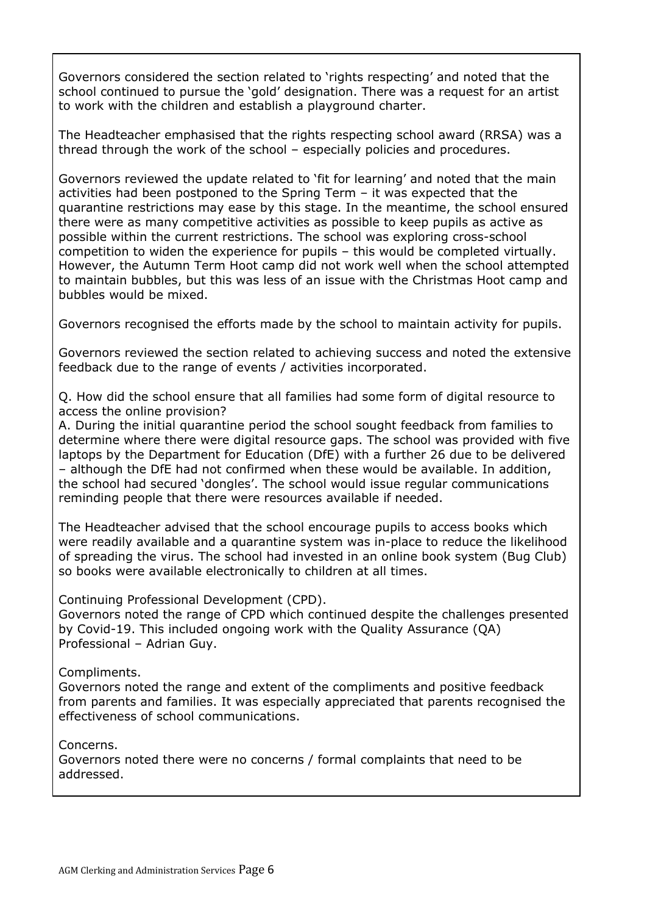Governors considered the section related to 'rights respecting' and noted that the school continued to pursue the 'gold' designation. There was a request for an artist to work with the children and establish a playground charter.

The Headteacher emphasised that the rights respecting school award (RRSA) was a thread through the work of the school – especially policies and procedures.

Governors reviewed the update related to 'fit for learning' and noted that the main activities had been postponed to the Spring Term – it was expected that the quarantine restrictions may ease by this stage. In the meantime, the school ensured there were as many competitive activities as possible to keep pupils as active as possible within the current restrictions. The school was exploring cross-school competition to widen the experience for pupils – this would be completed virtually. However, the Autumn Term Hoot camp did not work well when the school attempted to maintain bubbles, but this was less of an issue with the Christmas Hoot camp and bubbles would be mixed.

Governors recognised the efforts made by the school to maintain activity for pupils.

Governors reviewed the section related to achieving success and noted the extensive feedback due to the range of events / activities incorporated.

Q. How did the school ensure that all families had some form of digital resource to access the online provision?
A. During the initial quarantine period the school sought feedback from families to determine where there were digital resource gaps. The school was provided with five laptops by the Department for Education (DfE) with a further 26 due to be delivered – although the DfE had not confirmed when these would be available. In addition, the school had secured 'dongles'. The school would issue regular communications reminding people that there were resources available if needed.

The Headteacher advised that the school encourage pupils to access books which were readily available and a quarantine system was in-place to reduce the likelihood of spreading the virus. The school had invested in an online book system (Bug Club) so books were available electronically to children at all times.

Continuing Professional Development (CPD).
Governors noted the range of CPD which continued despite the challenges presented by Covid-19. This included ongoing work with the Quality Assurance (QA) Professional – Adrian Guy.

Compliments.
Governors noted the range and extent of the compliments and positive feedback from parents and families. It was especially appreciated that parents recognised the effectiveness of school communications.

Concerns.
Governors noted there were no concerns / formal complaints that need to be addressed.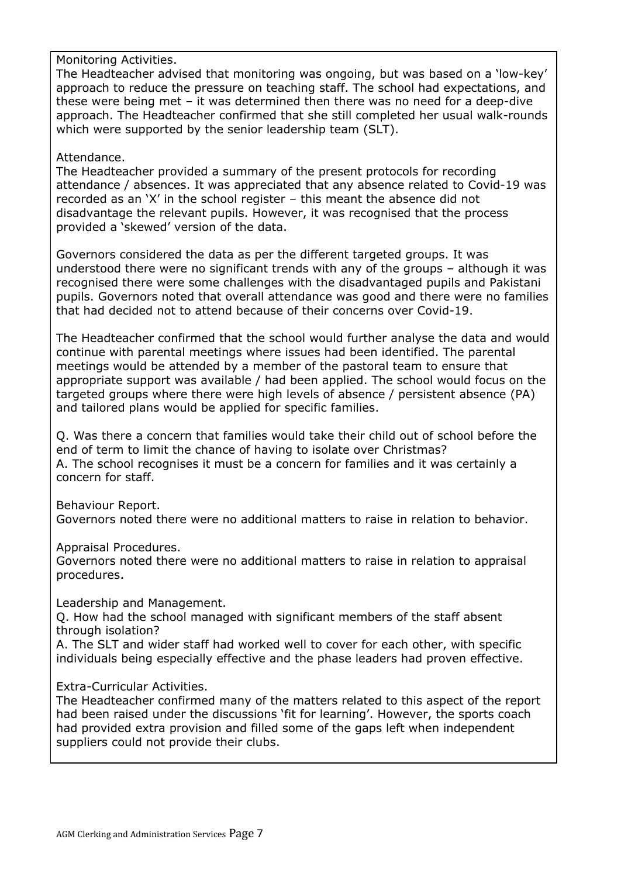Monitoring Activities.

The Headteacher advised that monitoring was ongoing, but was based on a 'low-key' approach to reduce the pressure on teaching staff. The school had expectations, and these were being met – it was determined then there was no need for a deep-dive approach. The Headteacher confirmed that she still completed her usual walk-rounds which were supported by the senior leadership team (SLT).

Attendance.

The Headteacher provided a summary of the present protocols for recording attendance / absences. It was appreciated that any absence related to Covid-19 was recorded as an 'X' in the school register – this meant the absence did not disadvantage the relevant pupils. However, it was recognised that the process provided a 'skewed' version of the data.

Governors considered the data as per the different targeted groups. It was understood there were no significant trends with any of the groups – although it was recognised there were some challenges with the disadvantaged pupils and Pakistani pupils. Governors noted that overall attendance was good and there were no families that had decided not to attend because of their concerns over Covid-19.

The Headteacher confirmed that the school would further analyse the data and would continue with parental meetings where issues had been identified. The parental meetings would be attended by a member of the pastoral team to ensure that appropriate support was available / had been applied. The school would focus on the targeted groups where there were high levels of absence / persistent absence (PA) and tailored plans would be applied for specific families.

Q. Was there a concern that families would take their child out of school before the end of term to limit the chance of having to isolate over Christmas?
A. The school recognises it must be a concern for families and it was certainly a concern for staff.

Behaviour Report.

Governors noted there were no additional matters to raise in relation to behavior.

Appraisal Procedures.

Governors noted there were no additional matters to raise in relation to appraisal procedures.

Leadership and Management.

Q. How had the school managed with significant members of the staff absent through isolation?
A. The SLT and wider staff had worked well to cover for each other, with specific individuals being especially effective and the phase leaders had proven effective.

Extra-Curricular Activities.

The Headteacher confirmed many of the matters related to this aspect of the report had been raised under the discussions 'fit for learning'. However, the sports coach had provided extra provision and filled some of the gaps left when independent suppliers could not provide their clubs.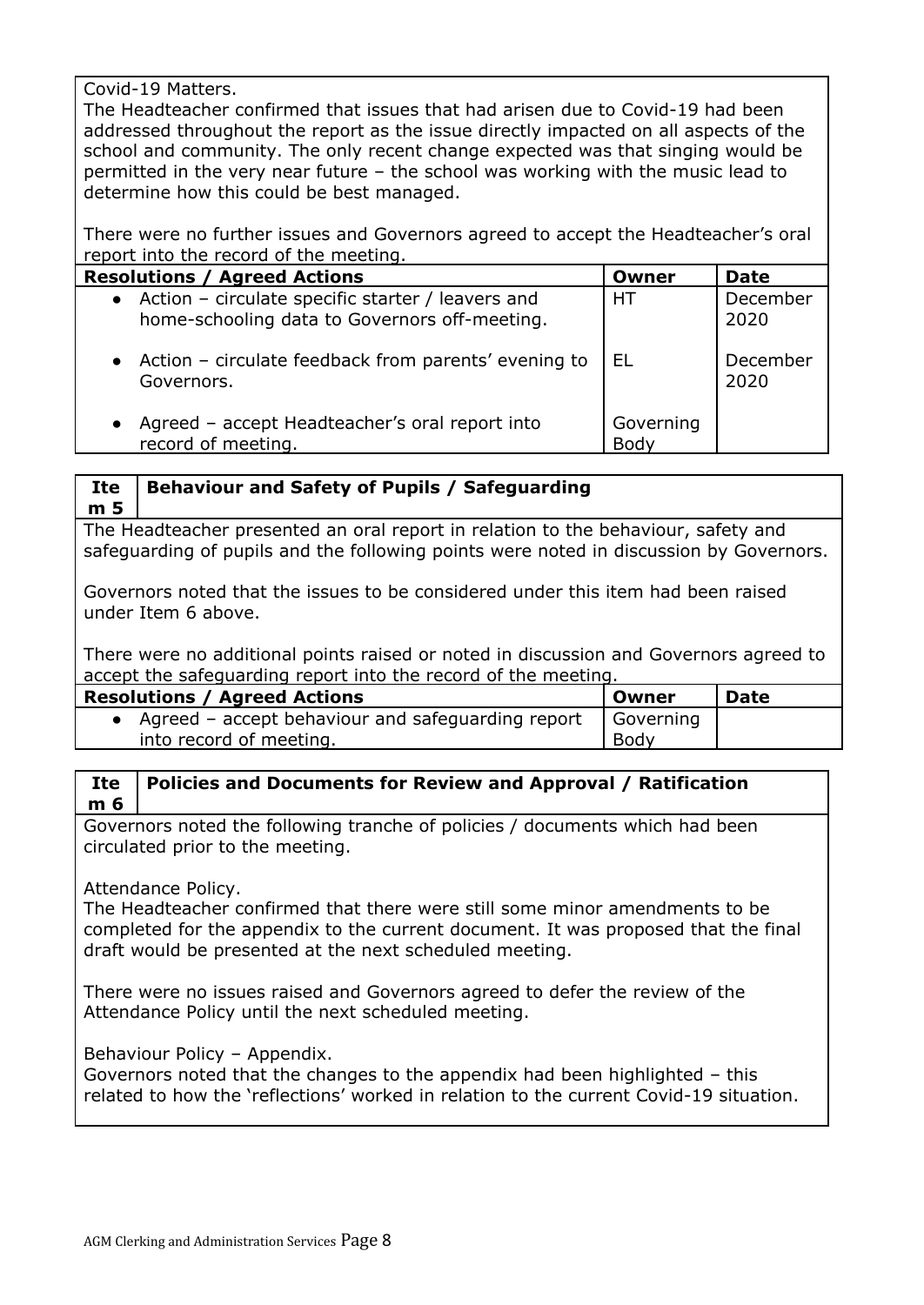Covid-19 Matters.
The Headteacher confirmed that issues that had arisen due to Covid-19 had been addressed throughout the report as the issue directly impacted on all aspects of the school and community. The only recent change expected was that singing would be permitted in the very near future – the school was working with the music lead to determine how this could be best managed.

There were no further issues and Governors agreed to accept the Headteacher's oral report into the record of the meeting.

| Resolutions / Agreed Actions | Owner | Date |
|---|---|---|
| • Action – circulate specific starter / leavers and home-schooling data to Governors off-meeting. | HT | December 2020 |
| • Action – circulate feedback from parents' evening to Governors. | EL | December 2020 |
| • Agreed – accept Headteacher's oral report into record of meeting. | Governing Body | |

## Item 5 Behaviour and Safety of Pupils / Safeguarding

The Headteacher presented an oral report in relation to the behaviour, safety and safeguarding of pupils and the following points were noted in discussion by Governors.

Governors noted that the issues to be considered under this item had been raised under Item 6 above.

There were no additional points raised or noted in discussion and Governors agreed to accept the safeguarding report into the record of the meeting.

| Resolutions / Agreed Actions | Owner | Date |
|---|---|---|
| • Agreed – accept behaviour and safeguarding report into record of meeting. | Governing Body | |

## Item 6 Policies and Documents for Review and Approval / Ratification

Governors noted the following tranche of policies / documents which had been circulated prior to the meeting.

Attendance Policy.
The Headteacher confirmed that there were still some minor amendments to be completed for the appendix to the current document. It was proposed that the final draft would be presented at the next scheduled meeting.

There were no issues raised and Governors agreed to defer the review of the Attendance Policy until the next scheduled meeting.

Behaviour Policy – Appendix.
Governors noted that the changes to the appendix had been highlighted – this related to how the 'reflections' worked in relation to the current Covid-19 situation.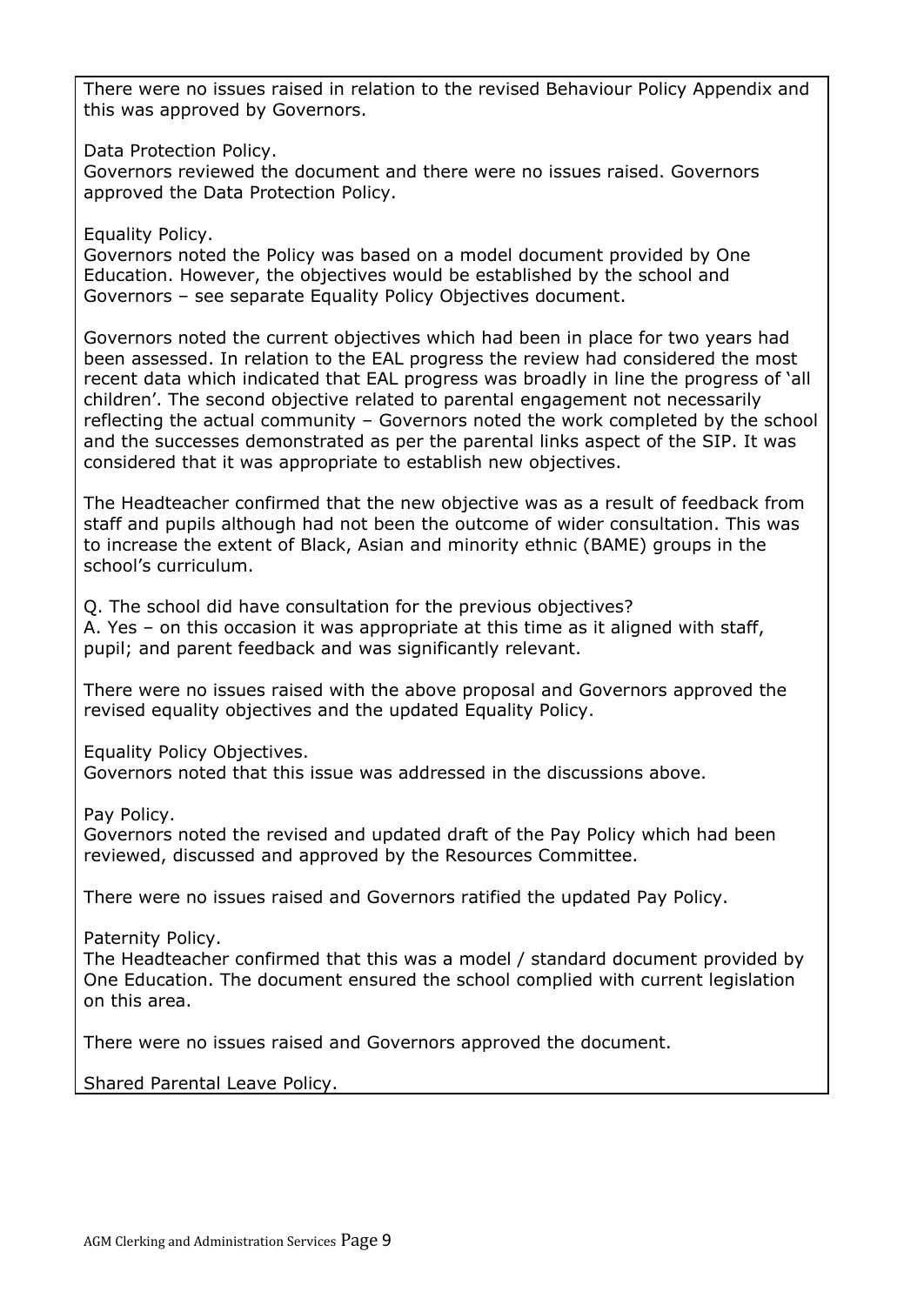There were no issues raised in relation to the revised Behaviour Policy Appendix and this was approved by Governors.

Data Protection Policy.
Governors reviewed the document and there were no issues raised. Governors approved the Data Protection Policy.

Equality Policy.
Governors noted the Policy was based on a model document provided by One Education. However, the objectives would be established by the school and Governors – see separate Equality Policy Objectives document.

Governors noted the current objectives which had been in place for two years had been assessed. In relation to the EAL progress the review had considered the most recent data which indicated that EAL progress was broadly in line the progress of 'all children'. The second objective related to parental engagement not necessarily reflecting the actual community – Governors noted the work completed by the school and the successes demonstrated as per the parental links aspect of the SIP. It was considered that it was appropriate to establish new objectives.

The Headteacher confirmed that the new objective was as a result of feedback from staff and pupils although had not been the outcome of wider consultation. This was to increase the extent of Black, Asian and minority ethnic (BAME) groups in the school's curriculum.

Q. The school did have consultation for the previous objectives?
A. Yes – on this occasion it was appropriate at this time as it aligned with staff, pupil; and parent feedback and was significantly relevant.

There were no issues raised with the above proposal and Governors approved the revised equality objectives and the updated Equality Policy.

Equality Policy Objectives.
Governors noted that this issue was addressed in the discussions above.

Pay Policy.
Governors noted the revised and updated draft of the Pay Policy which had been reviewed, discussed and approved by the Resources Committee.

There were no issues raised and Governors ratified the updated Pay Policy.

Paternity Policy.
The Headteacher confirmed that this was a model / standard document provided by One Education. The document ensured the school complied with current legislation on this area.

There were no issues raised and Governors approved the document.

Shared Parental Leave Policy.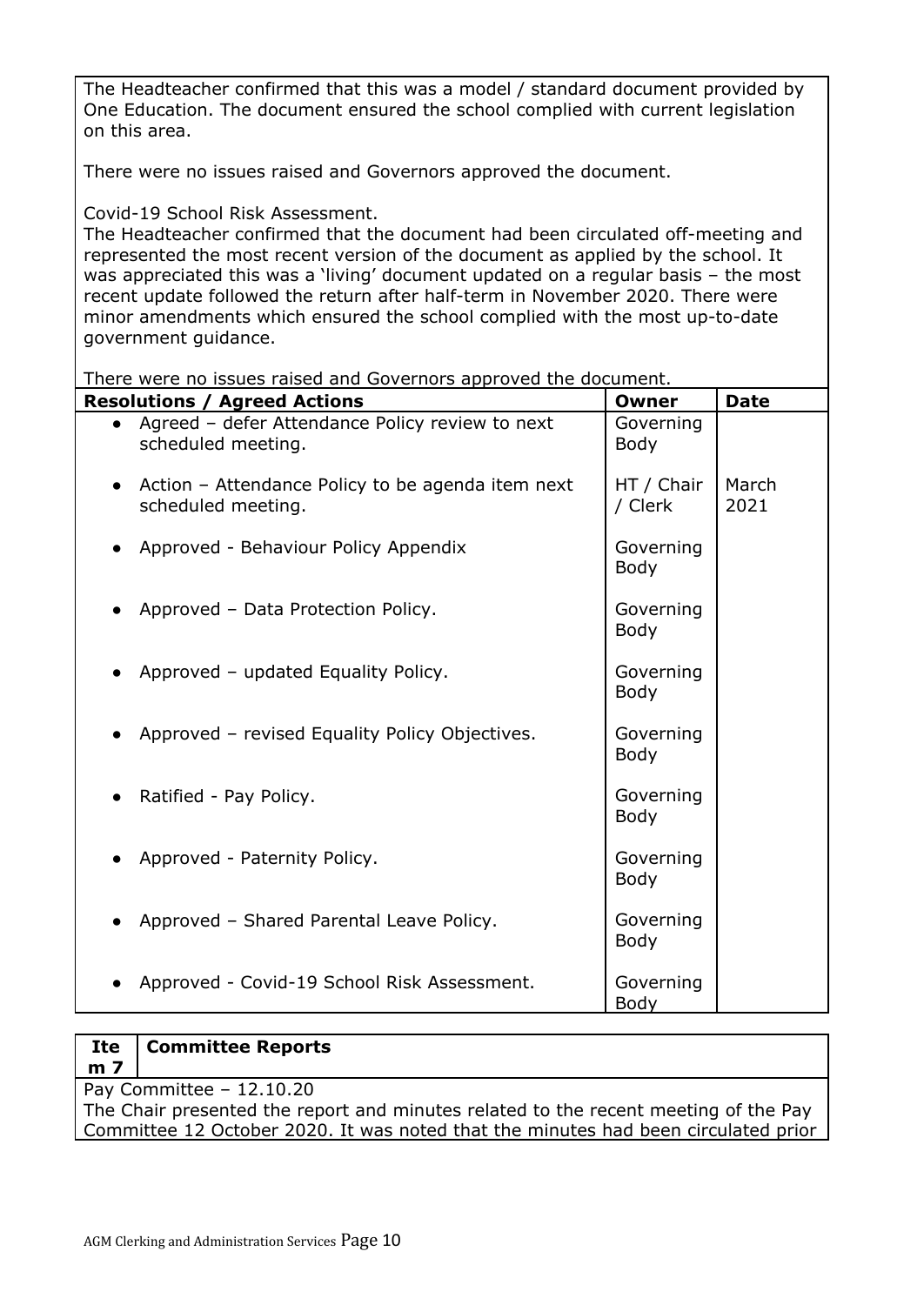The Headteacher confirmed that this was a model / standard document provided by One Education. The document ensured the school complied with current legislation on this area.

There were no issues raised and Governors approved the document.

Covid-19 School Risk Assessment.
The Headteacher confirmed that the document had been circulated off-meeting and represented the most recent version of the document as applied by the school. It was appreciated this was a 'living' document updated on a regular basis – the most recent update followed the return after half-term in November 2020. There were minor amendments which ensured the school complied with the most up-to-date government guidance.

There were no issues raised and Governors approved the document.

| Resolutions / Agreed Actions | Owner | Date |
|---|---|---|
| • Agreed – defer Attendance Policy review to next scheduled meeting. | Governing Body | |
| • Action – Attendance Policy to be agenda item next scheduled meeting. | HT / Chair / Clerk | March 2021 |
| • Approved - Behaviour Policy Appendix | Governing Body | |
| • Approved – Data Protection Policy. | Governing Body | |
| • Approved – updated Equality Policy. | Governing Body | |
| • Approved – revised Equality Policy Objectives. | Governing Body | |
| • Ratified - Pay Policy. | Governing Body | |
| • Approved - Paternity Policy. | Governing Body | |
| • Approved – Shared Parental Leave Policy. | Governing Body | |
| • Approved - Covid-19 School Risk Assessment. | Governing Body | |

| Item 7 | Committee Reports |
|---|---|

Pay Committee – 12.10.20
The Chair presented the report and minutes related to the recent meeting of the Pay Committee 12 October 2020. It was noted that the minutes had been circulated prior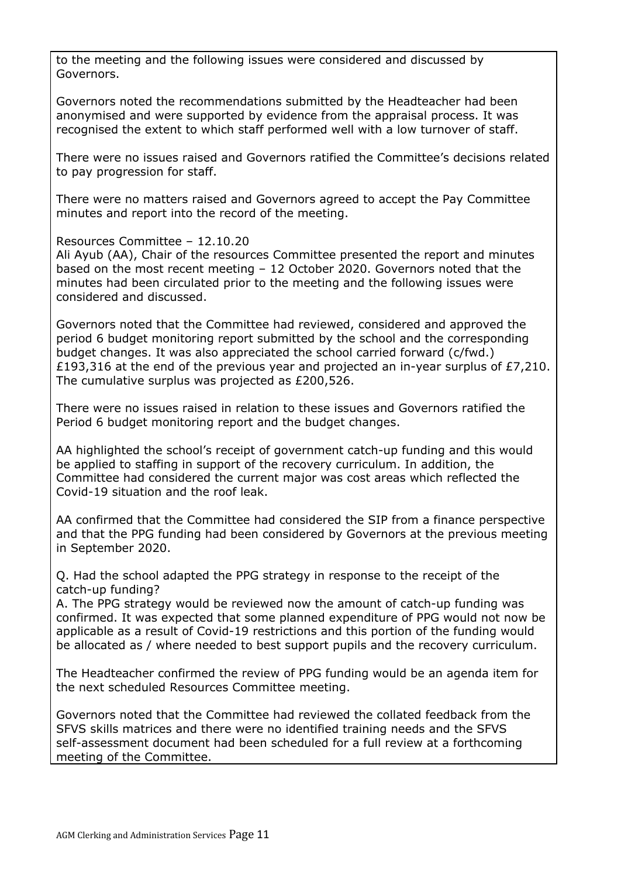to the meeting and the following issues were considered and discussed by Governors.

Governors noted the recommendations submitted by the Headteacher had been anonymised and were supported by evidence from the appraisal process. It was recognised the extent to which staff performed well with a low turnover of staff.

There were no issues raised and Governors ratified the Committee's decisions related to pay progression for staff.

There were no matters raised and Governors agreed to accept the Pay Committee minutes and report into the record of the meeting.

Resources Committee – 12.10.20
Ali Ayub (AA), Chair of the resources Committee presented the report and minutes based on the most recent meeting – 12 October 2020. Governors noted that the minutes had been circulated prior to the meeting and the following issues were considered and discussed.

Governors noted that the Committee had reviewed, considered and approved the period 6 budget monitoring report submitted by the school and the corresponding budget changes. It was also appreciated the school carried forward (c/fwd.) £193,316 at the end of the previous year and projected an in-year surplus of £7,210. The cumulative surplus was projected as £200,526.

There were no issues raised in relation to these issues and Governors ratified the Period 6 budget monitoring report and the budget changes.

AA highlighted the school's receipt of government catch-up funding and this would be applied to staffing in support of the recovery curriculum. In addition, the Committee had considered the current major was cost areas which reflected the Covid-19 situation and the roof leak.

AA confirmed that the Committee had considered the SIP from a finance perspective and that the PPG funding had been considered by Governors at the previous meeting in September 2020.

Q. Had the school adapted the PPG strategy in response to the receipt of the catch-up funding?
A. The PPG strategy would be reviewed now the amount of catch-up funding was confirmed. It was expected that some planned expenditure of PPG would not now be applicable as a result of Covid-19 restrictions and this portion of the funding would be allocated as / where needed to best support pupils and the recovery curriculum.

The Headteacher confirmed the review of PPG funding would be an agenda item for the next scheduled Resources Committee meeting.

Governors noted that the Committee had reviewed the collated feedback from the SFVS skills matrices and there were no identified training needs and the SFVS self-assessment document had been scheduled for a full review at a forthcoming meeting of the Committee.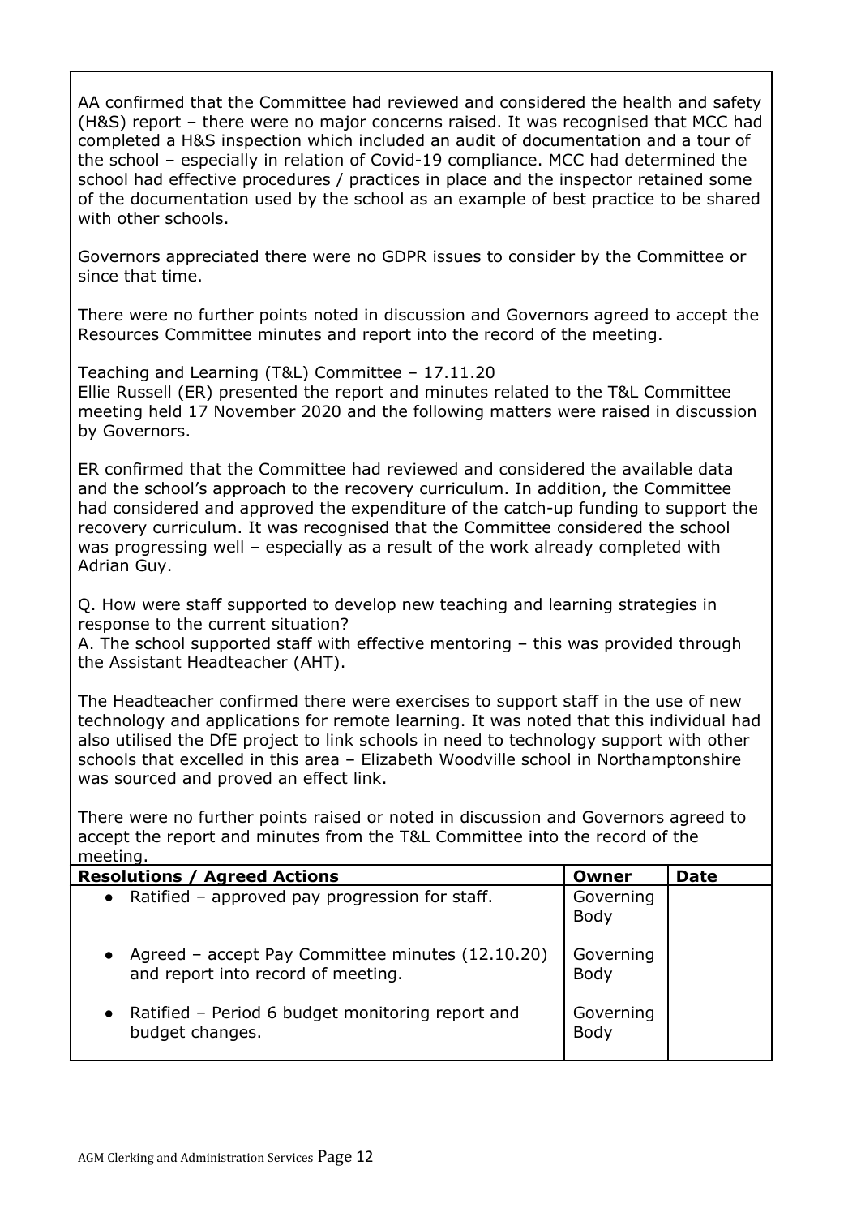AA confirmed that the Committee had reviewed and considered the health and safety (H&S) report – there were no major concerns raised. It was recognised that MCC had completed a H&S inspection which included an audit of documentation and a tour of the school – especially in relation of Covid-19 compliance. MCC had determined the school had effective procedures / practices in place and the inspector retained some of the documentation used by the school as an example of best practice to be shared with other schools.

Governors appreciated there were no GDPR issues to consider by the Committee or since that time.

There were no further points noted in discussion and Governors agreed to accept the Resources Committee minutes and report into the record of the meeting.

Teaching and Learning (T&L) Committee – 17.11.20
Ellie Russell (ER) presented the report and minutes related to the T&L Committee meeting held 17 November 2020 and the following matters were raised in discussion by Governors.

ER confirmed that the Committee had reviewed and considered the available data and the school's approach to the recovery curriculum. In addition, the Committee had considered and approved the expenditure of the catch-up funding to support the recovery curriculum. It was recognised that the Committee considered the school was progressing well – especially as a result of the work already completed with Adrian Guy.

Q. How were staff supported to develop new teaching and learning strategies in response to the current situation?
A. The school supported staff with effective mentoring – this was provided through the Assistant Headteacher (AHT).

The Headteacher confirmed there were exercises to support staff in the use of new technology and applications for remote learning. It was noted that this individual had also utilised the DfE project to link schools in need to technology support with other schools that excelled in this area – Elizabeth Woodville school in Northamptonshire was sourced and proved an effect link.

There were no further points raised or noted in discussion and Governors agreed to accept the report and minutes from the T&L Committee into the record of the meeting.

| Resolutions / Agreed Actions | Owner | Date |
|---|---|---|
| • Ratified – approved pay progression for staff. | Governing Body | |
| • Agreed – accept Pay Committee minutes (12.10.20) and report into record of meeting. | Governing Body | |
| • Ratified – Period 6 budget monitoring report and budget changes. | Governing Body | |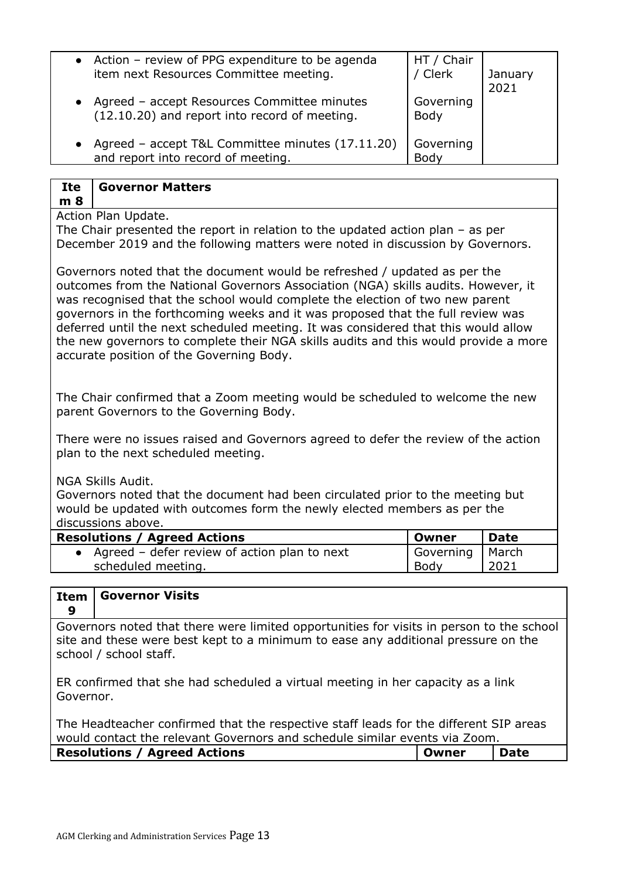| | | |
|---|---|---|
| • Action – review of PPG expenditure to be agenda item next Resources Committee meeting. | HT / Chair / Clerk | January 2021 |
| • Agreed – accept Resources Committee minutes (12.10.20) and report into record of meeting. | Governing Body | |
| • Agreed – accept T&L Committee minutes (17.11.20) and report into record of meeting. | Governing Body | |

| Item 8 | Governor Matters |
|---|---|

Action Plan Update.
The Chair presented the report in relation to the updated action plan – as per December 2019 and the following matters were noted in discussion by Governors.

Governors noted that the document would be refreshed / updated as per the outcomes from the National Governors Association (NGA) skills audits. However, it was recognised that the school would complete the election of two new parent governors in the forthcoming weeks and it was proposed that the full review was deferred until the next scheduled meeting. It was considered that this would allow the new governors to complete their NGA skills audits and this would provide a more accurate position of the Governing Body.

The Chair confirmed that a Zoom meeting would be scheduled to welcome the new parent Governors to the Governing Body.

There were no issues raised and Governors agreed to defer the review of the action plan to the next scheduled meeting.

NGA Skills Audit.
Governors noted that the document had been circulated prior to the meeting but would be updated with outcomes form the newly elected members as per the discussions above.

| Resolutions / Agreed Actions | Owner | Date |
|---|---|---|
| • Agreed – defer review of action plan to next scheduled meeting. | Governing Body | March 2021 |

| Item 9 | Governor Visits |
|---|---|

Governors noted that there were limited opportunities for visits in person to the school site and these were best kept to a minimum to ease any additional pressure on the school / school staff.

ER confirmed that she had scheduled a virtual meeting in her capacity as a link Governor.

The Headteacher confirmed that the respective staff leads for the different SIP areas would contact the relevant Governors and schedule similar events via Zoom.

| Resolutions / Agreed Actions | Owner | Date |
|---|---|---|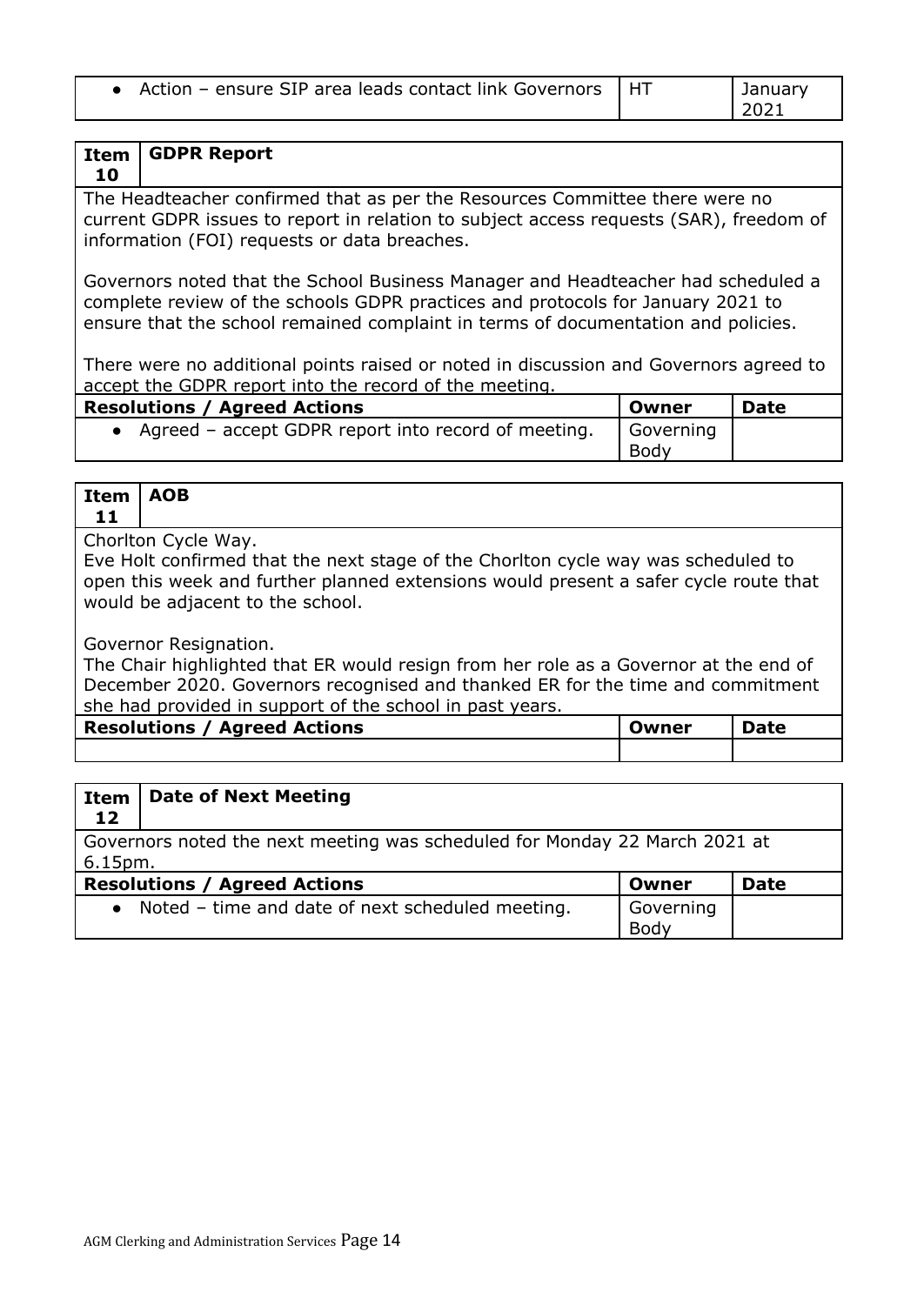| | | |
|---|---|---|
| • Action – ensure SIP area leads contact link Governors | HT | January 2021 |

| Item 10 | GDPR Report |
|---|---|

The Headteacher confirmed that as per the Resources Committee there were no current GDPR issues to report in relation to subject access requests (SAR), freedom of information (FOI) requests or data breaches.

Governors noted that the School Business Manager and Headteacher had scheduled a complete review of the schools GDPR practices and protocols for January 2021 to ensure that the school remained complaint in terms of documentation and policies.

There were no additional points raised or noted in discussion and Governors agreed to accept the GDPR report into the record of the meeting.

| Resolutions / Agreed Actions | Owner | Date |
|---|---|---|
| • Agreed – accept GDPR report into record of meeting. | Governing Body | |

| Item 11 | AOB |
|---|---|

Chorlton Cycle Way.
Eve Holt confirmed that the next stage of the Chorlton cycle way was scheduled to open this week and further planned extensions would present a safer cycle route that would be adjacent to the school.

Governor Resignation.
The Chair highlighted that ER would resign from her role as a Governor at the end of December 2020. Governors recognised and thanked ER for the time and commitment she had provided in support of the school in past years.

| Resolutions / Agreed Actions | Owner | Date |
|---|---|---|
| | | |

| Item 12 | Date of Next Meeting |
|---|---|

Governors noted the next meeting was scheduled for Monday 22 March 2021 at 6.15pm.

| Resolutions / Agreed Actions | Owner | Date |
|---|---|---|
| • Noted – time and date of next scheduled meeting. | Governing Body | |